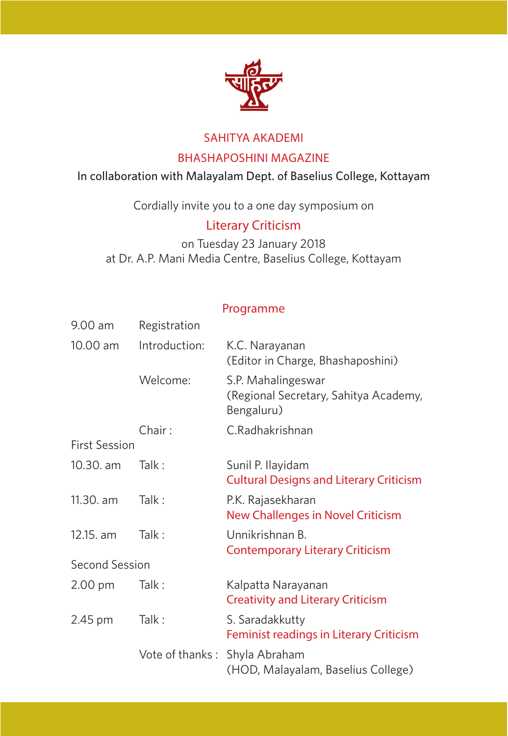# SAHITYA AKADEMI

## BHASHAPOSHINI MAGAZINE

In collaboration with Malayalam Dept. of Baselius College, Kottayam

Cordially invite you to a one day symposium on

## Literary Criticism

on Tuesday 23 January 2018
at Dr. A.P. Mani Media Centre, Baselius College, Kottayam

### Programme

| | | |
|---|---|---|
| 9.00 am | Registration | |
| 10.00 am | Introduction: | K.C. Narayanan (Editor in Charge, Bhashaposhini) |
| | Welcome: | S.P. Mahalingeswar (Regional Secretary, Sahitya Academy, Bengaluru) |
| | Chair : | C.Radhakrishnan |
| First Session | | |
| 10.30. am | Talk : | Sunil P. Ilayidam<br>Cultural Designs and Literary Criticism |
| 11.30. am | Talk : | P.K. Rajasekharan<br>New Challenges in Novel Criticism |
| 12.15. am | Talk : | Unnikrishnan B.<br>Contemporary Literary Criticism |
| Second Session | | |
| 2.00 pm | Talk : | Kalpatta Narayanan<br>Creativity and Literary Criticism |
| 2.45 pm | Talk : | S. Saradakkutty<br>Feminist readings in Literary Criticism |
| | Vote of thanks : | Shyla Abraham (HOD, Malayalam, Baselius College) |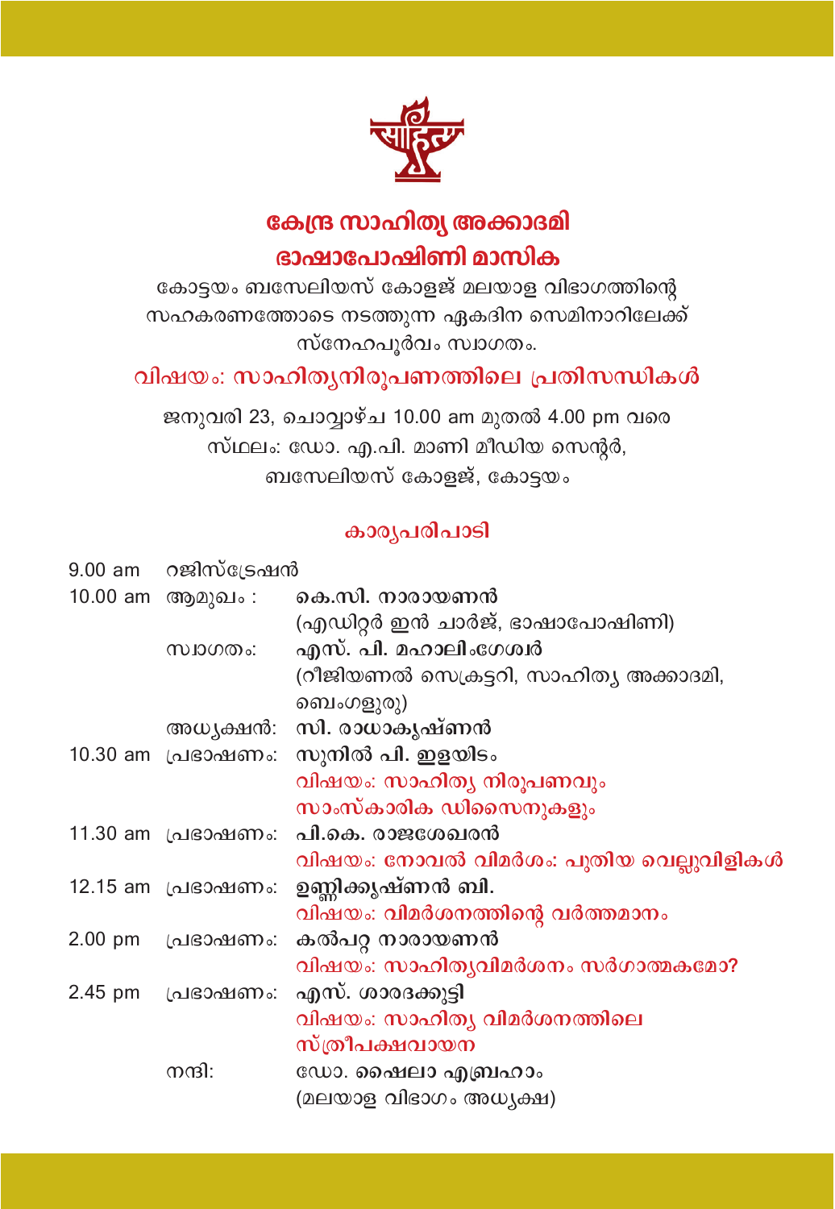## കേന്ദ്ര സാഹിത്യ അക്കാദമി
## ഭാഷാപോഷിണി മാസിക

കോട്ടയം ബസേലിയസ് കോളജ് മലയാള വിഭാഗത്തിന്റെ സഹകരണത്തോടെ നടത്തുന്ന ഏകദിന സെമിനാറിലേക്ക് സ്നേഹപൂർവം സ്വാഗതം.

### വിഷയം: സാഹിത്യനിരൂപണത്തിലെ പ്രതിസന്ധികൾ

ജനുവരി 23, ചൊവ്വാഴ്ച 10.00 am മുതൽ 4.00 pm വരെ
സ്ഥലം: ഡോ. എ.പി. മാണി മീഡിയ സെന്റർ,
ബസേലിയസ് കോളജ്, കോട്ടയം

### കാര്യപരിപാടി

| | | |
|---|---|---|
| 9.00 am | റജിസ്ട്രേഷൻ | |
| 10.00 am | ആമുഖം : | **കെ.സി. നാരായണൻ**<br>(എഡിറ്റർ ഇൻ ചാർജ്, ഭാഷാപോഷിണി) |
| | സ്വാഗതം: | **എസ്. പി. മഹാലിംഗേശ്വർ**<br>(റീജിയണൽ സെക്രട്ടറി, സാഹിത്യ അക്കാദമി, ബെംഗളൂരു) |
| | അധ്യക്ഷൻ: | **സി. രാധാകൃഷ്ണൻ** |
| 10.30 am | പ്രഭാഷണം: | **സുനിൽ പി. ഇളയിടം**<br>വിഷയം: സാഹിത്യ നിരൂപണവും സാംസ്കാരിക ഡിസൈനുകളും |
| 11.30 am | പ്രഭാഷണം: | **പി.കെ. രാജശേഖരൻ**<br>വിഷയം: നോവൽ വിമർശം: പുതിയ വെല്ലുവിളികൾ |
| 12.15 am | പ്രഭാഷണം: | **ഉണ്ണിക്കൃഷ്ണൻ ബി.**<br>വിഷയം: വിമർശനത്തിന്റെ വർത്തമാനം |
| 2.00 pm | പ്രഭാഷണം: | **കൽപറ്റ നാരായണൻ**<br>വിഷയം: സാഹിത്യവിമർശനം സർഗാത്മകമോ? |
| 2.45 pm | പ്രഭാഷണം: | **എസ്. ശാരദക്കുട്ടി**<br>വിഷയം: സാഹിത്യ വിമർശനത്തിലെ സ്ത്രീപക്ഷവായന |
| | നന്ദി: | **ഡോ. ഷൈലാ എബ്രഹാം**<br>(മലയാള വിഭാഗം അധ്യക്ഷ) |